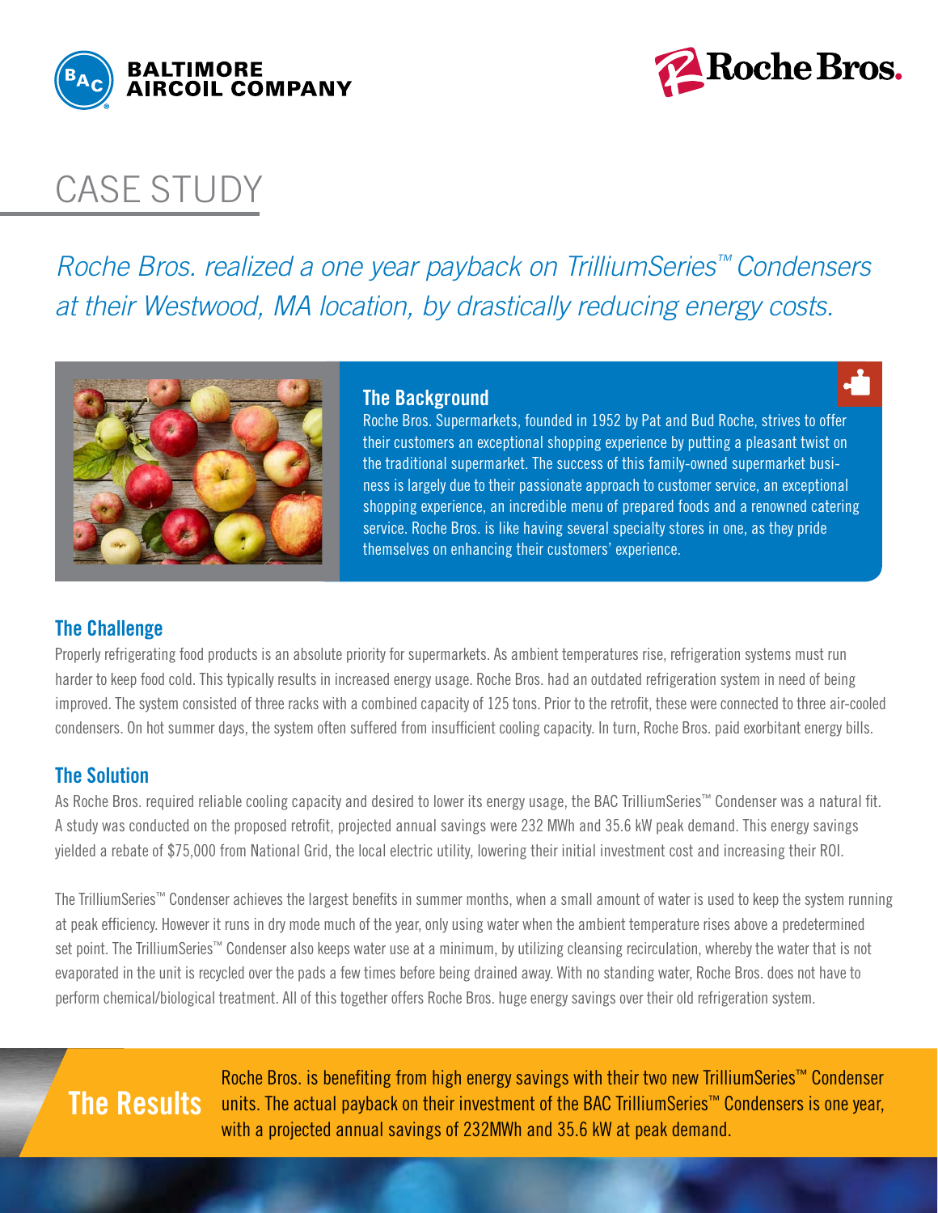BALTIMORE AIRCOIL COMPANY

Roche Bros.

# CASE STUDY

*Roche Bros. realized a one year payback on TrilliumSeries™ Condensers at their Westwood, MA location, by drastically reducing energy costs.*

## The Background

Roche Bros. Supermarkets, founded in 1952 by Pat and Bud Roche, strives to offer their customers an exceptional shopping experience by putting a pleasant twist on the traditional supermarket. The success of this family-owned supermarket business is largely due to their passionate approach to customer service, an exceptional shopping experience, an incredible menu of prepared foods and a renowned catering service. Roche Bros. is like having several specialty stores in one, as they pride themselves on enhancing their customers' experience.

## The Challenge

Properly refrigerating food products is an absolute priority for supermarkets. As ambient temperatures rise, refrigeration systems must run harder to keep food cold. This typically results in increased energy usage. Roche Bros. had an outdated refrigeration system in need of being improved. The system consisted of three racks with a combined capacity of 125 tons. Prior to the retrofit, these were connected to three air-cooled condensers. On hot summer days, the system often suffered from insufficient cooling capacity. In turn, Roche Bros. paid exorbitant energy bills.

## The Solution

As Roche Bros. required reliable cooling capacity and desired to lower its energy usage, the BAC TrilliumSeries™ Condenser was a natural fit. A study was conducted on the proposed retrofit, projected annual savings were 232 MWh and 35.6 kW peak demand. This energy savings yielded a rebate of $75,000 from National Grid, the local electric utility, lowering their initial investment cost and increasing their ROI.

The TrilliumSeries™ Condenser achieves the largest benefits in summer months, when a small amount of water is used to keep the system running at peak efficiency. However it runs in dry mode much of the year, only using water when the ambient temperature rises above a predetermined set point. The TrilliumSeries™ Condenser also keeps water use at a minimum, by utilizing cleansing recirculation, whereby the water that is not evaporated in the unit is recycled over the pads a few times before being drained away. With no standing water, Roche Bros. does not have to perform chemical/biological treatment. All of this together offers Roche Bros. huge energy savings over their old refrigeration system.

## The Results

Roche Bros. is benefiting from high energy savings with their two new TrilliumSeries™ Condenser units. The actual payback on their investment of the BAC TrilliumSeries™ Condensers is one year, with a projected annual savings of 232MWh and 35.6 kW at peak demand.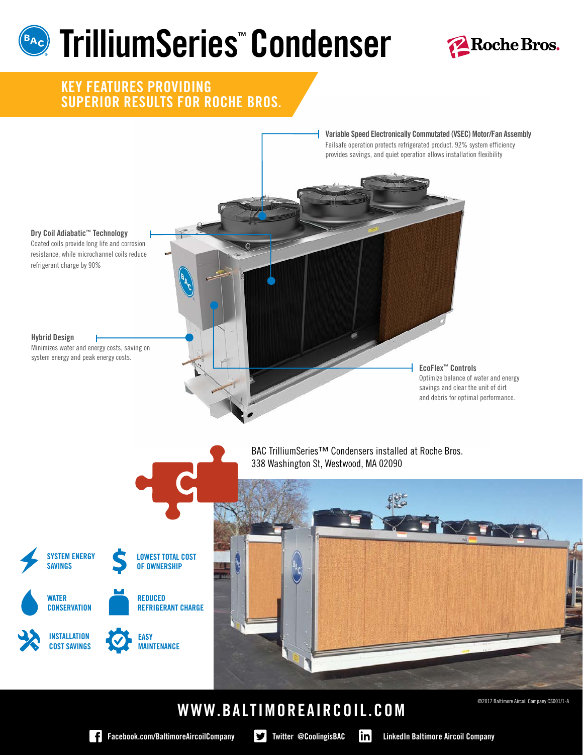# TrilliumSeries™ Condenser

Roche Bros.

## KEY FEATURES PROVIDING SUPERIOR RESULTS FOR ROCHE BROS.

**Variable Speed Electronically Commutated (VSEC) Motor/Fan Assembly**
Failsafe operation protects refrigerated product. 92% system efficiency provides savings, and quiet operation allows installation flexibility

**Dry Coil Adiabatic™ Technology**
Coated coils provide long life and corrosion resistance, while microchannel coils reduce refrigerant charge by 90%

**Hybrid Design**
Minimizes water and energy costs, saving on system energy and peak energy costs.

**EcoFlex™ Controls**
Optimize balance of water and energy savings and clear the unit of dirt and debris for optimal performance.

BAC TrilliumSeries™ Condensers installed at Roche Bros.
338 Washington St, Westwood, MA 02090

- SYSTEM ENERGY SAVINGS
- LOWEST TOTAL COST OF OWNERSHIP
- WATER CONSERVATION
- REDUCED REFRIGERANT CHARGE
- INSTALLATION COST SAVINGS
- EASY MAINTENANCE

©2017 Baltimore Aircoil Company CS001/1-A

## WWW.BALTIMOREAIRCOIL.COM

Facebook.com/BaltimoreAircoilCompany Twitter @CoolingisBAC LinkedIn Baltimore Aircoil Company